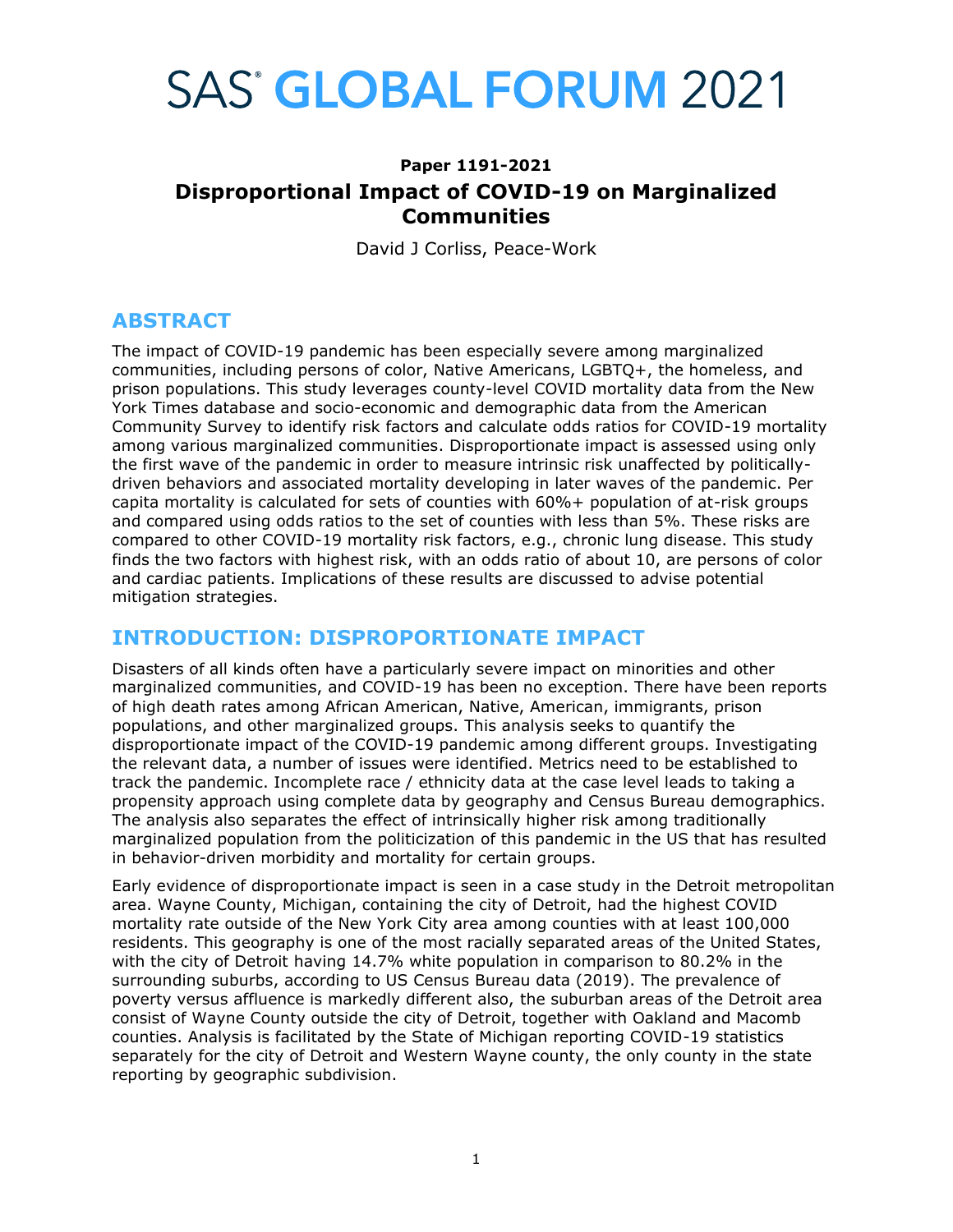# SAS® GLOBAL FORUM 2021

**Paper 1191-2021**

## Disproportional Impact of COVID-19 on Marginalized Communities

David J Corliss, Peace-Work

## ABSTRACT

The impact of COVID-19 pandemic has been especially severe among marginalized communities, including persons of color, Native Americans, LGBTQ+, the homeless, and prison populations. This study leverages county-level COVID mortality data from the New York Times database and socio-economic and demographic data from the American Community Survey to identify risk factors and calculate odds ratios for COVID-19 mortality among various marginalized communities. Disproportionate impact is assessed using only the first wave of the pandemic in order to measure intrinsic risk unaffected by politically-driven behaviors and associated mortality developing in later waves of the pandemic. Per capita mortality is calculated for sets of counties with 60%+ population of at-risk groups and compared using odds ratios to the set of counties with less than 5%. These risks are compared to other COVID-19 mortality risk factors, e.g., chronic lung disease. This study finds the two factors with highest risk, with an odds ratio of about 10, are persons of color and cardiac patients. Implications of these results are discussed to advise potential mitigation strategies.

## INTRODUCTION: DISPROPORTIONATE IMPACT

Disasters of all kinds often have a particularly severe impact on minorities and other marginalized communities, and COVID-19 has been no exception. There have been reports of high death rates among African American, Native, American, immigrants, prison populations, and other marginalized groups. This analysis seeks to quantify the disproportionate impact of the COVID-19 pandemic among different groups. Investigating the relevant data, a number of issues were identified. Metrics need to be established to track the pandemic. Incomplete race / ethnicity data at the case level leads to taking a propensity approach using complete data by geography and Census Bureau demographics. The analysis also separates the effect of intrinsically higher risk among traditionally marginalized population from the politicization of this pandemic in the US that has resulted in behavior-driven morbidity and mortality for certain groups.

Early evidence of disproportionate impact is seen in a case study in the Detroit metropolitan area. Wayne County, Michigan, containing the city of Detroit, had the highest COVID mortality rate outside of the New York City area among counties with at least 100,000 residents. This geography is one of the most racially separated areas of the United States, with the city of Detroit having 14.7% white population in comparison to 80.2% in the surrounding suburbs, according to US Census Bureau data (2019). The prevalence of poverty versus affluence is markedly different also, the suburban areas of the Detroit area consist of Wayne County outside the city of Detroit, together with Oakland and Macomb counties. Analysis is facilitated by the State of Michigan reporting COVID-19 statistics separately for the city of Detroit and Western Wayne county, the only county in the state reporting by geographic subdivision.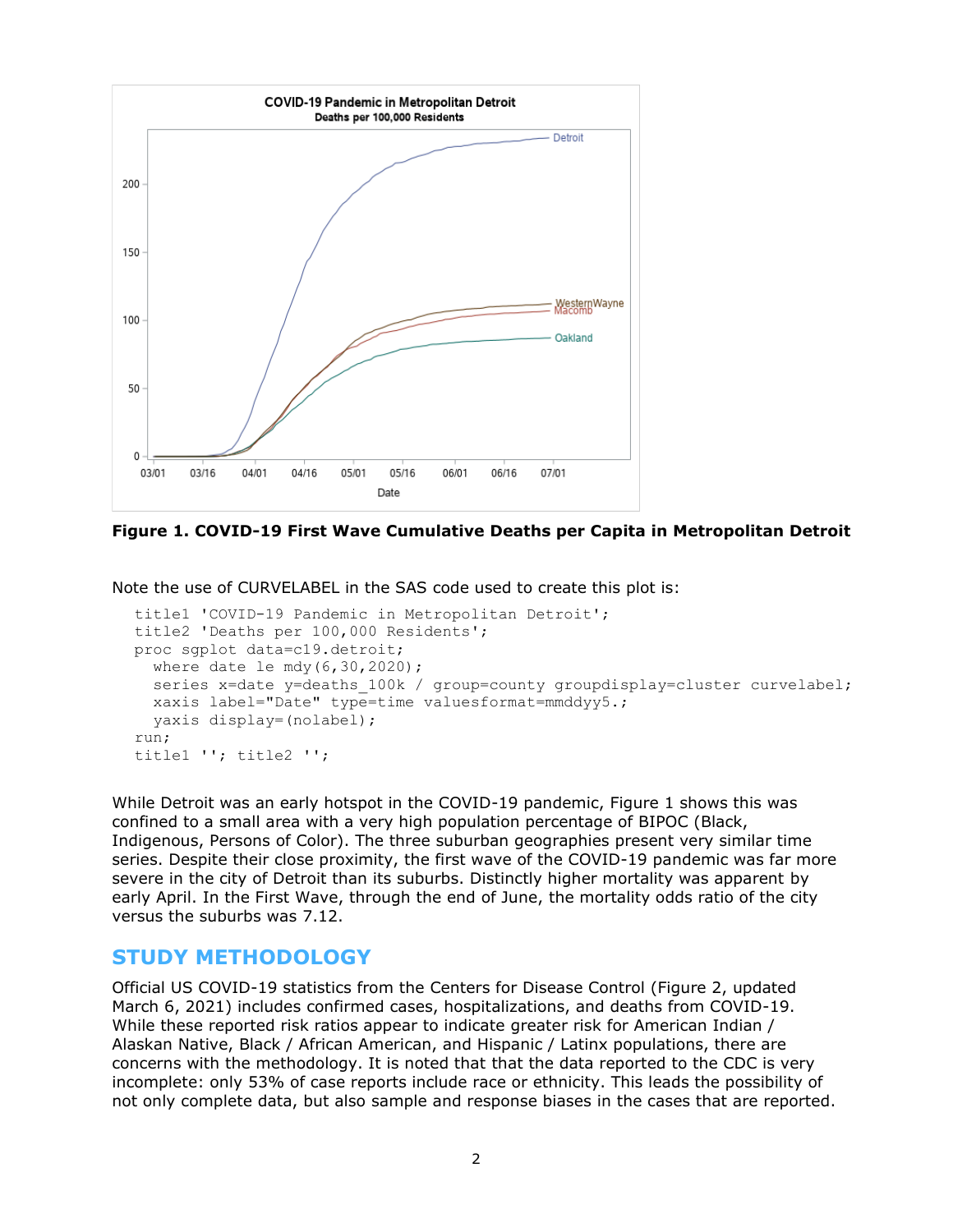**Figure 1. COVID-19 First Wave Cumulative Deaths per Capita in Metropolitan Detroit**

Note the use of CURVELABEL in the SAS code used to create this plot is:

```
title1 'COVID-19 Pandemic in Metropolitan Detroit';
title2 'Deaths per 100,000 Residents';
proc sgplot data=c19.detroit;
  where date le mdy(6,30,2020);
  series x=date y=deaths_100k / group=county groupdisplay=cluster curvelabel;
  xaxis label="Date" type=time valuesformat=mmddyy5.;
  yaxis display=(nolabel);
run;
title1 ''; title2 '';
```

While Detroit was an early hotspot in the COVID-19 pandemic, Figure 1 shows this was confined to a small area with a very high population percentage of BIPOC (Black, Indigenous, Persons of Color). The three suburban geographies present very similar time series. Despite their close proximity, the first wave of the COVID-19 pandemic was far more severe in the city of Detroit than its suburbs. Distinctly higher mortality was apparent by early April. In the First Wave, through the end of June, the mortality odds ratio of the city versus the suburbs was 7.12.

## STUDY METHODOLOGY

Official US COVID-19 statistics from the Centers for Disease Control (Figure 2, updated March 6, 2021) includes confirmed cases, hospitalizations, and deaths from COVID-19. While these reported risk ratios appear to indicate greater risk for American Indian / Alaskan Native, Black / African American, and Hispanic / Latinx populations, there are concerns with the methodology. It is noted that that the data reported to the CDC is very incomplete: only 53% of case reports include race or ethnicity. This leads the possibility of not only complete data, but also sample and response biases in the cases that are reported.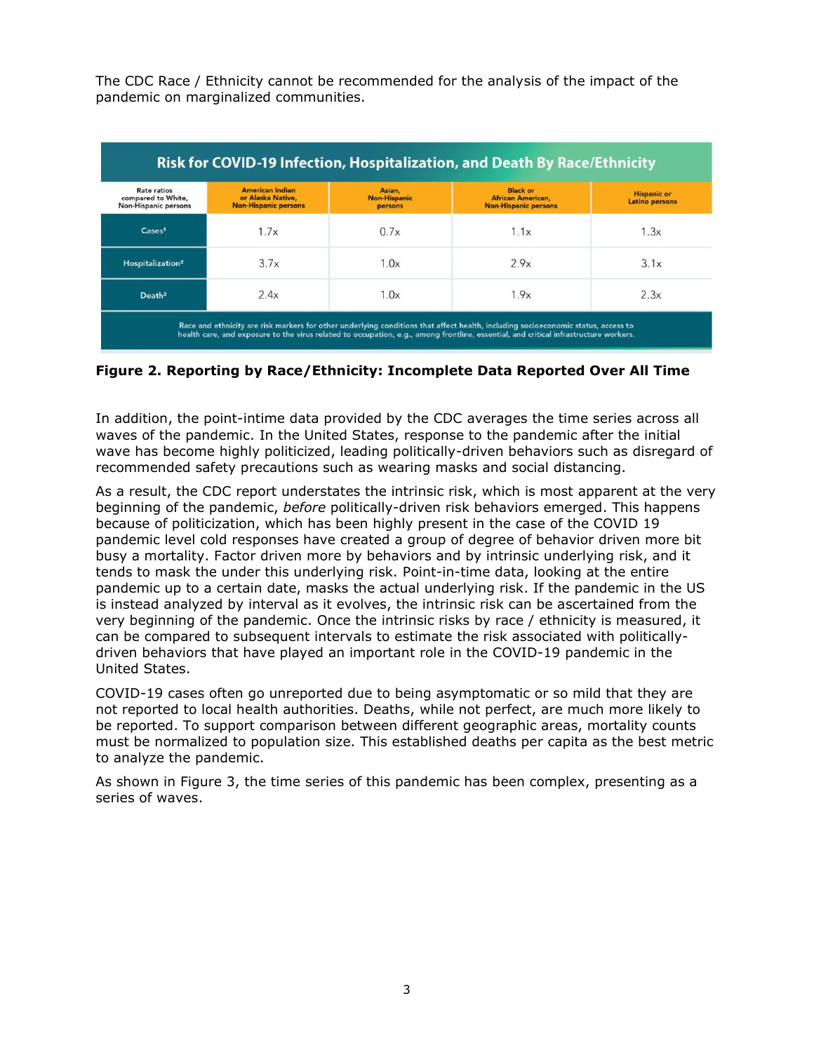The CDC Race / Ethnicity cannot be recommended for the analysis of the impact of the pandemic on marginalized communities.

| Risk for COVID-19 Infection, Hospitalization, and Death By Race/Ethnicity | | | | |
|---|---|---|---|---|
| Rate ratios compared to White, Non-Hispanic persons | American Indian or Alaska Native, Non-Hispanic persons | Asian, Non-Hispanic persons | Black or African American, Non-Hispanic persons | Hispanic or Latino persons |
| Cases[1] | 1.7x | 0.7x | 1.1x | 1.3x |
| Hospitalization[2] | 3.7x | 1.0x | 2.9x | 3.1x |
| Death[3] | 2.4x | 1.0x | 1.9x | 2.3x |

Race and ethnicity are risk markers for other underlying conditions that affect health, including socioeconomic status, access to health care, and exposure to the virus related to occupation, e.g., among frontline, essential, and critical infrastructure workers.

**Figure 2. Reporting by Race/Ethnicity: Incomplete Data Reported Over All Time**

In addition, the point-intime data provided by the CDC averages the time series across all waves of the pandemic. In the United States, response to the pandemic after the initial wave has become highly politicized, leading politically-driven behaviors such as disregard of recommended safety precautions such as wearing masks and social distancing.

As a result, the CDC report understates the intrinsic risk, which is most apparent at the very beginning of the pandemic, *before* politically-driven risk behaviors emerged. This happens because of politicization, which has been highly present in the case of the COVID 19 pandemic level cold responses have created a group of degree of behavior driven more bit busy a mortality. Factor driven more by behaviors and by intrinsic underlying risk, and it tends to mask the under this underlying risk. Point-in-time data, looking at the entire pandemic up to a certain date, masks the actual underlying risk. If the pandemic in the US is instead analyzed by interval as it evolves, the intrinsic risk can be ascertained from the very beginning of the pandemic. Once the intrinsic risks by race / ethnicity is measured, it can be compared to subsequent intervals to estimate the risk associated with politically-driven behaviors that have played an important role in the COVID-19 pandemic in the United States.

COVID-19 cases often go unreported due to being asymptomatic or so mild that they are not reported to local health authorities. Deaths, while not perfect, are much more likely to be reported. To support comparison between different geographic areas, mortality counts must be normalized to population size. This established deaths per capita as the best metric to analyze the pandemic.

As shown in Figure 3, the time series of this pandemic has been complex, presenting as a series of waves.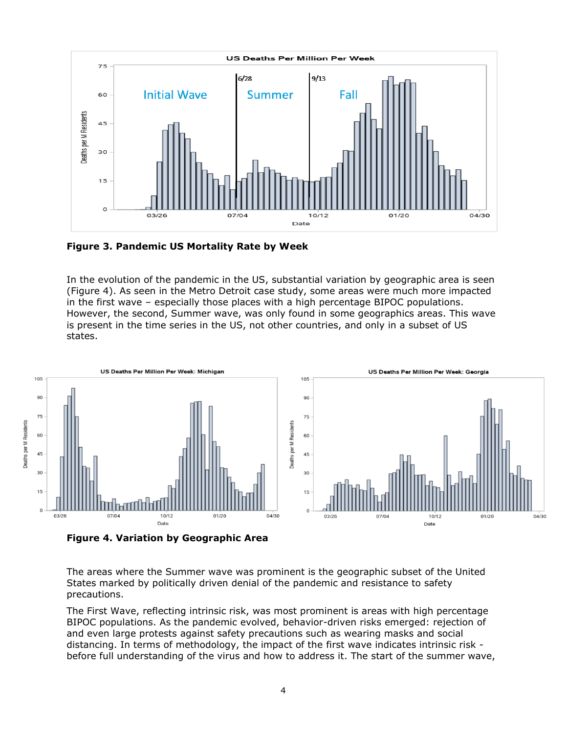**Figure 3. Pandemic US Mortality Rate by Week**

In the evolution of the pandemic in the US, substantial variation by geographic area is seen (Figure 4). As seen in the Metro Detroit case study, some areas were much more impacted in the first wave – especially those places with a high percentage BIPOC populations. However, the second, Summer wave, was only found in some geographics areas. This wave is present in the time series in the US, not other countries, and only in a subset of US states.

**Figure 4. Variation by Geographic Area**

The areas where the Summer wave was prominent is the geographic subset of the United States marked by politically driven denial of the pandemic and resistance to safety precautions.

The First Wave, reflecting intrinsic risk, was most prominent is areas with high percentage BIPOC populations. As the pandemic evolved, behavior-driven risks emerged: rejection of and even large protests against safety precautions such as wearing masks and social distancing. In terms of methodology, the impact of the first wave indicates intrinsic risk - before full understanding of the virus and how to address it. The start of the summer wave,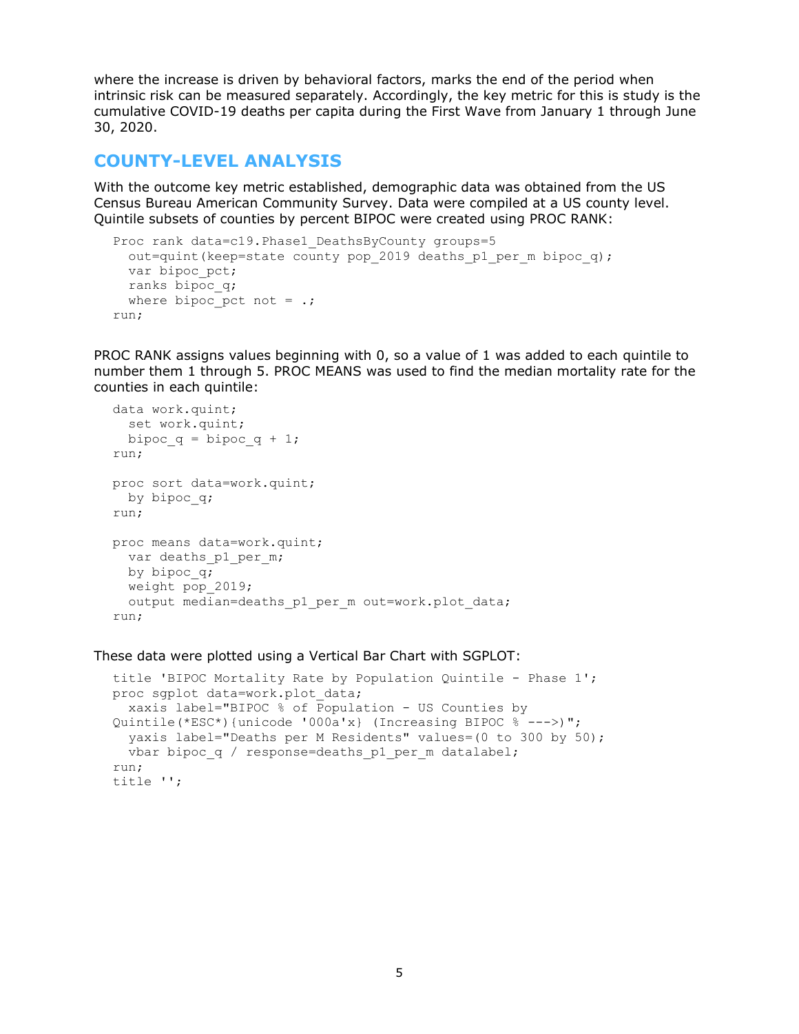where the increase is driven by behavioral factors, marks the end of the period when intrinsic risk can be measured separately. Accordingly, the key metric for this is study is the cumulative COVID-19 deaths per capita during the First Wave from January 1 through June 30, 2020.

## COUNTY-LEVEL ANALYSIS

With the outcome key metric established, demographic data was obtained from the US Census Bureau American Community Survey. Data were compiled at a US county level. Quintile subsets of counties by percent BIPOC were created using PROC RANK:

```
Proc rank data=c19.Phase1_DeathsByCounty groups=5
  out=quint(keep=state county pop_2019 deaths_p1_per_m bipoc_q);
  var bipoc_pct;
  ranks bipoc_q;
  where bipoc_pct not = .;
run;
```

PROC RANK assigns values beginning with 0, so a value of 1 was added to each quintile to number them 1 through 5. PROC MEANS was used to find the median mortality rate for the counties in each quintile:

```
data work.quint;
  set work.quint;
  bipoc_q = bipoc_q + 1;
run;

proc sort data=work.quint;
  by bipoc_q;
run;

proc means data=work.quint;
  var deaths_p1_per_m;
  by bipoc_q;
  weight pop_2019;
  output median=deaths_p1_per_m out=work.plot_data;
run;
```

These data were plotted using a Vertical Bar Chart with SGPLOT:

```
title 'BIPOC Mortality Rate by Population Quintile - Phase 1';
proc sgplot data=work.plot_data;
  xaxis label="BIPOC % of Population - US Counties by
Quintile(*ESC*){unicode '000a'x} (Increasing BIPOC % --->)";
  yaxis label="Deaths per M Residents" values=(0 to 300 by 50);
  vbar bipoc_q / response=deaths_p1_per_m datalabel;
run;
title '';
```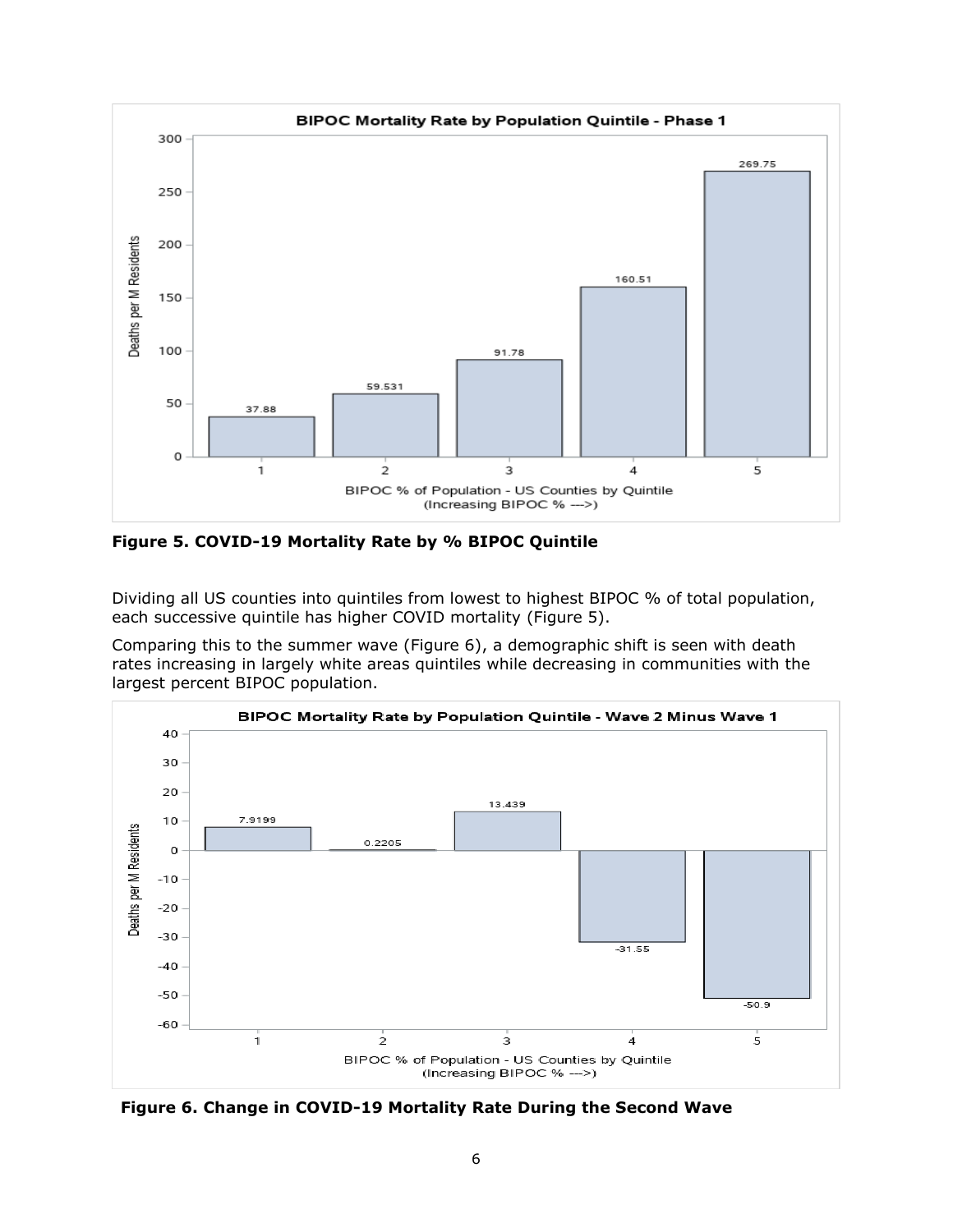**Figure 5. COVID-19 Mortality Rate by % BIPOC Quintile**

Dividing all US counties into quintiles from lowest to highest BIPOC % of total population, each successive quintile has higher COVID mortality (Figure 5).

Comparing this to the summer wave (Figure 6), a demographic shift is seen with death rates increasing in largely white areas quintiles while decreasing in communities with the largest percent BIPOC population.

**Figure 6. Change in COVID-19 Mortality Rate During the Second Wave**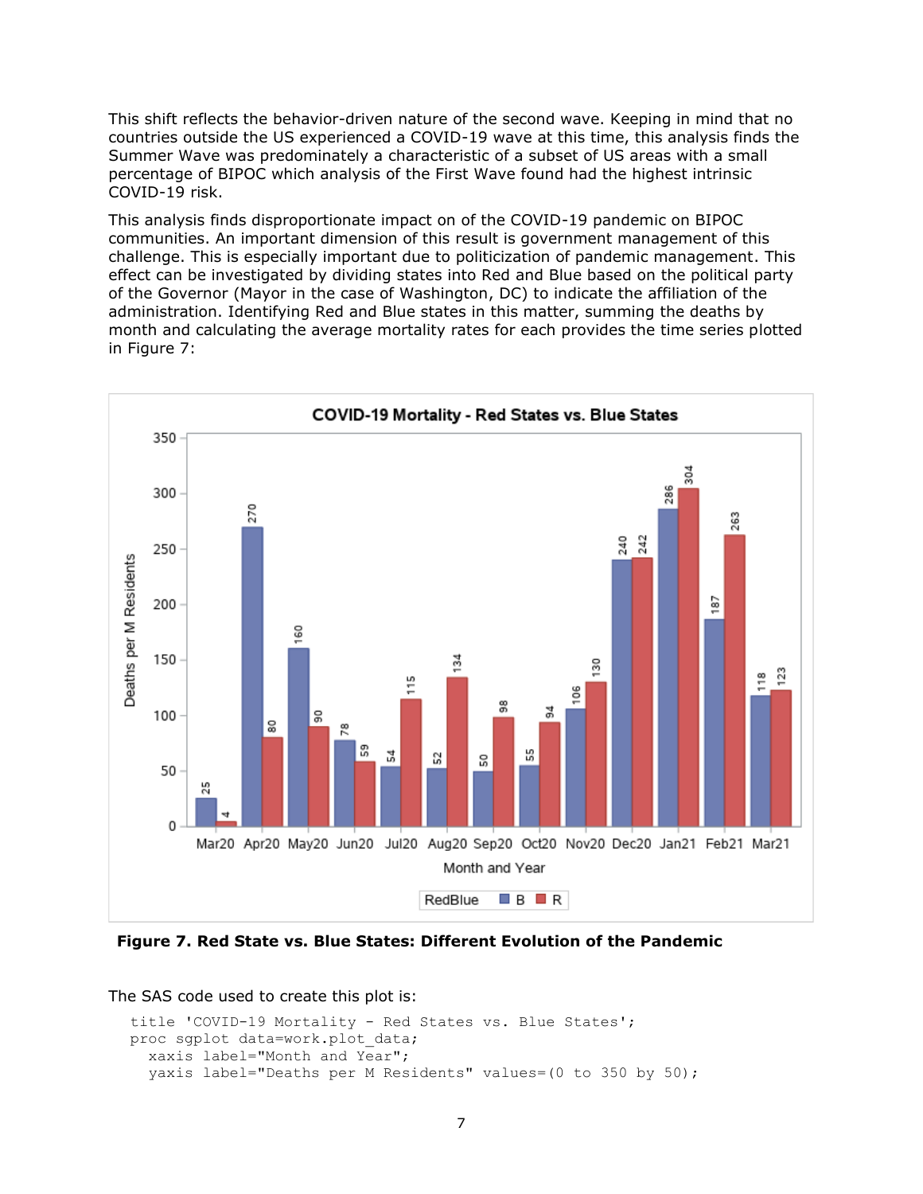This shift reflects the behavior-driven nature of the second wave. Keeping in mind that no countries outside the US experienced a COVID-19 wave at this time, this analysis finds the Summer Wave was predominately a characteristic of a subset of US areas with a small percentage of BIPOC which analysis of the First Wave found had the highest intrinsic COVID-19 risk.

This analysis finds disproportionate impact on of the COVID-19 pandemic on BIPOC communities. An important dimension of this result is government management of this challenge. This is especially important due to politicization of pandemic management. This effect can be investigated by dividing states into Red and Blue based on the political party of the Governor (Mayor in the case of Washington, DC) to indicate the affiliation of the administration. Identifying Red and Blue states in this matter, summing the deaths by month and calculating the average mortality rates for each provides the time series plotted in Figure 7:

**Figure 7. Red State vs. Blue States: Different Evolution of the Pandemic**

The SAS code used to create this plot is:

```
title 'COVID-19 Mortality - Red States vs. Blue States';
proc sgplot data=work.plot_data;
  xaxis label="Month and Year";
  yaxis label="Deaths per M Residents" values=(0 to 350 by 50);
```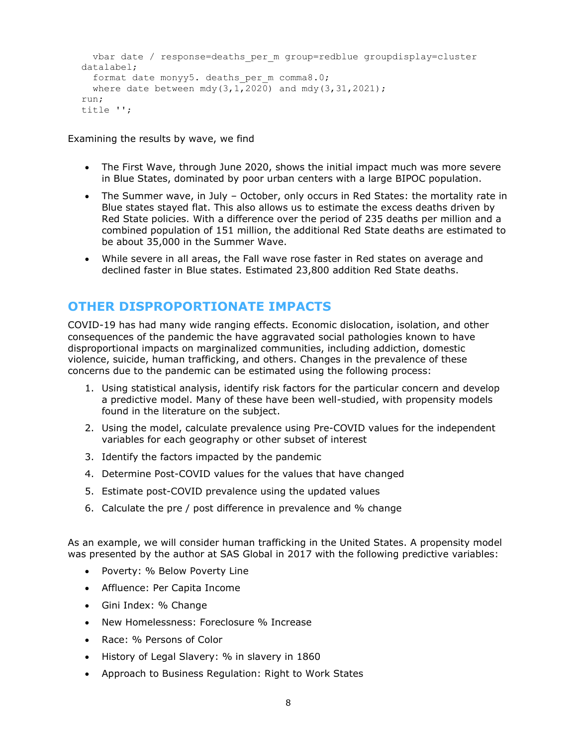```
  vbar date / response=deaths_per_m group=redblue groupdisplay=cluster
datalabel;
  format date monyy5. deaths_per_m comma8.0;
  where date between mdy(3,1,2020) and mdy(3,31,2021);
run;
title '';
```

Examining the results by wave, we find

- The First Wave, through June 2020, shows the initial impact much was more severe in Blue States, dominated by poor urban centers with a large BIPOC population.
- The Summer wave, in July – October, only occurs in Red States: the mortality rate in Blue states stayed flat. This also allows us to estimate the excess deaths driven by Red State policies. With a difference over the period of 235 deaths per million and a combined population of 151 million, the additional Red State deaths are estimated to be about 35,000 in the Summer Wave.
- While severe in all areas, the Fall wave rose faster in Red states on average and declined faster in Blue states. Estimated 23,800 addition Red State deaths.

## OTHER DISPROPORTIONATE IMPACTS

COVID-19 has had many wide ranging effects. Economic dislocation, isolation, and other consequences of the pandemic the have aggravated social pathologies known to have disproportional impacts on marginalized communities, including addiction, domestic violence, suicide, human trafficking, and others. Changes in the prevalence of these concerns due to the pandemic can be estimated using the following process:

1. Using statistical analysis, identify risk factors for the particular concern and develop a predictive model. Many of these have been well-studied, with propensity models found in the literature on the subject.
2. Using the model, calculate prevalence using Pre-COVID values for the independent variables for each geography or other subset of interest
3. Identify the factors impacted by the pandemic
4. Determine Post-COVID values for the values that have changed
5. Estimate post-COVID prevalence using the updated values
6. Calculate the pre / post difference in prevalence and % change

As an example, we will consider human trafficking in the United States. A propensity model was presented by the author at SAS Global in 2017 with the following predictive variables:

- Poverty: % Below Poverty Line
- Affluence: Per Capita Income
- Gini Index: % Change
- New Homelessness: Foreclosure % Increase
- Race: % Persons of Color
- History of Legal Slavery: % in slavery in 1860
- Approach to Business Regulation: Right to Work States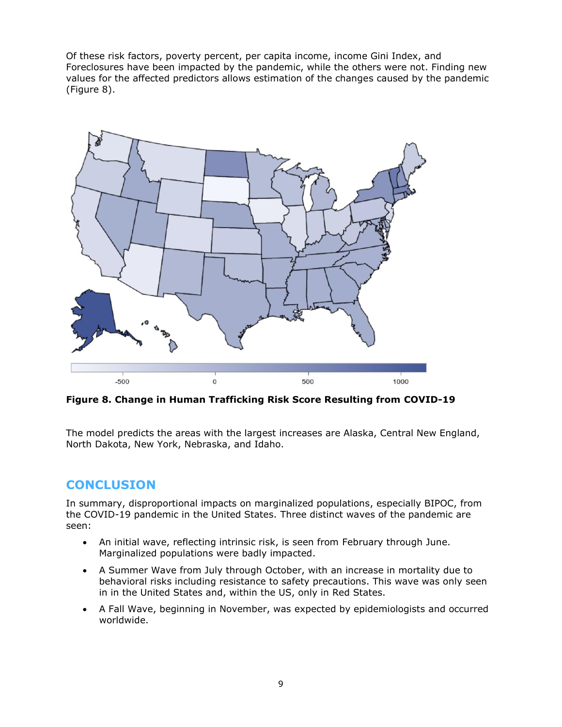Of these risk factors, poverty percent, per capita income, income Gini Index, and Foreclosures have been impacted by the pandemic, while the others were not. Finding new values for the affected predictors allows estimation of the changes caused by the pandemic (Figure 8).

**Figure 8. Change in Human Trafficking Risk Score Resulting from COVID-19**

The model predicts the areas with the largest increases are Alaska, Central New England, North Dakota, New York, Nebraska, and Idaho.

## CONCLUSION

In summary, disproportional impacts on marginalized populations, especially BIPOC, from the COVID-19 pandemic in the United States. Three distinct waves of the pandemic are seen:

- An initial wave, reflecting intrinsic risk, is seen from February through June. Marginalized populations were badly impacted.
- A Summer Wave from July through October, with an increase in mortality due to behavioral risks including resistance to safety precautions. This wave was only seen in in the United States and, within the US, only in Red States.
- A Fall Wave, beginning in November, was expected by epidemiologists and occurred worldwide.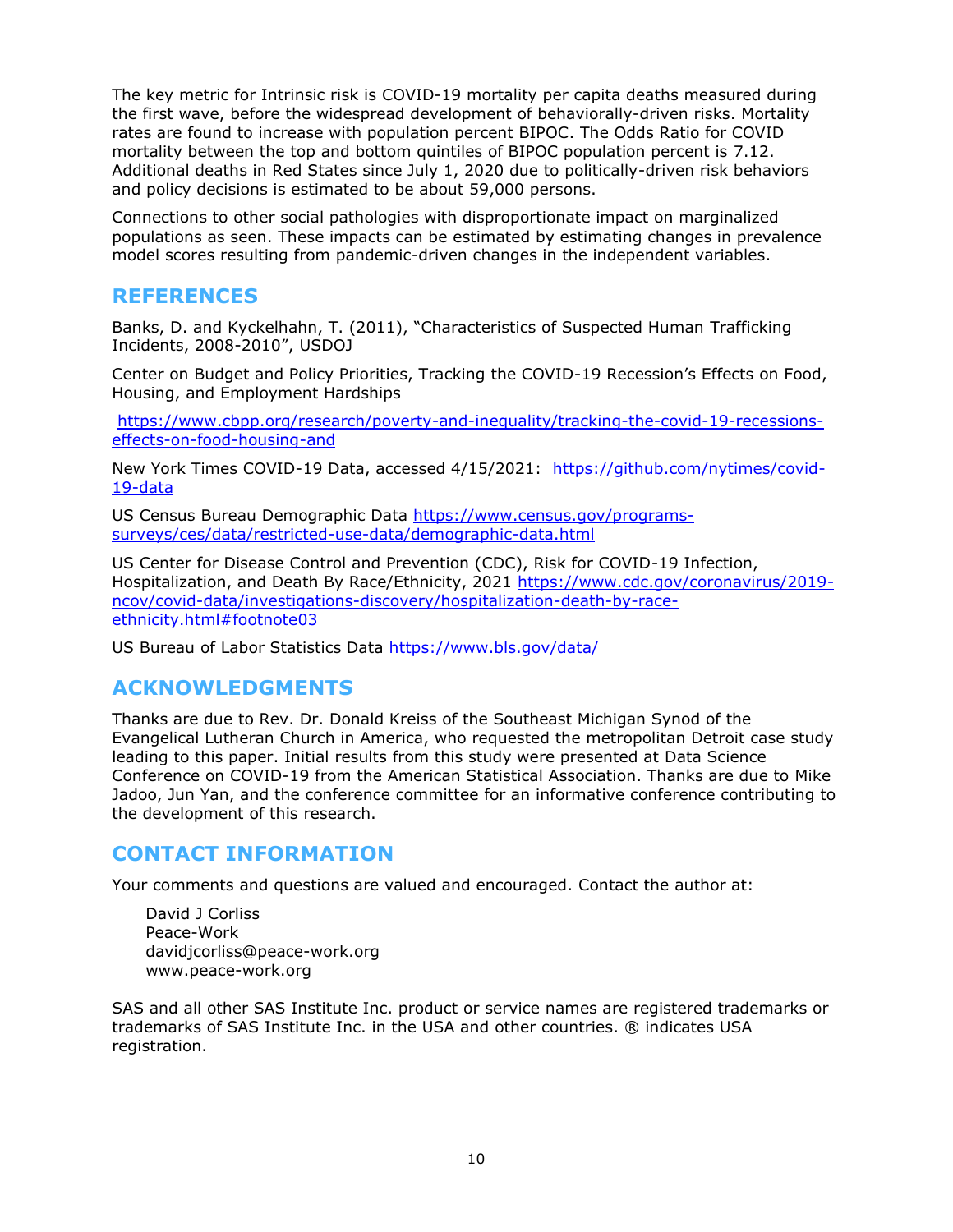The key metric for Intrinsic risk is COVID-19 mortality per capita deaths measured during the first wave, before the widespread development of behaviorally-driven risks. Mortality rates are found to increase with population percent BIPOC. The Odds Ratio for COVID mortality between the top and bottom quintiles of BIPOC population percent is 7.12. Additional deaths in Red States since July 1, 2020 due to politically-driven risk behaviors and policy decisions is estimated to be about 59,000 persons.

Connections to other social pathologies with disproportionate impact on marginalized populations as seen. These impacts can be estimated by estimating changes in prevalence model scores resulting from pandemic-driven changes in the independent variables.

## REFERENCES

Banks, D. and Kyckelhahn, T. (2011), “Characteristics of Suspected Human Trafficking Incidents, 2008-2010”, USDOJ

Center on Budget and Policy Priorities, Tracking the COVID-19 Recession’s Effects on Food, Housing, and Employment Hardships

https://www.cbpp.org/research/poverty-and-inequality/tracking-the-covid-19-recessions-effects-on-food-housing-and

New York Times COVID-19 Data, accessed 4/15/2021: https://github.com/nytimes/covid-19-data

US Census Bureau Demographic Data https://www.census.gov/programs-surveys/ces/data/restricted-use-data/demographic-data.html

US Center for Disease Control and Prevention (CDC), Risk for COVID-19 Infection, Hospitalization, and Death By Race/Ethnicity, 2021 https://www.cdc.gov/coronavirus/2019-ncov/covid-data/investigations-discovery/hospitalization-death-by-race-ethnicity.html#footnote03

US Bureau of Labor Statistics Data https://www.bls.gov/data/

## ACKNOWLEDGMENTS

Thanks are due to Rev. Dr. Donald Kreiss of the Southeast Michigan Synod of the Evangelical Lutheran Church in America, who requested the metropolitan Detroit case study leading to this paper. Initial results from this study were presented at Data Science Conference on COVID-19 from the American Statistical Association. Thanks are due to Mike Jadoo, Jun Yan, and the conference committee for an informative conference contributing to the development of this research.

## CONTACT INFORMATION

Your comments and questions are valued and encouraged. Contact the author at:

David J Corliss
Peace-Work
davidjcorliss@peace-work.org
www.peace-work.org

SAS and all other SAS Institute Inc. product or service names are registered trademarks or trademarks of SAS Institute Inc. in the USA and other countries. ® indicates USA registration.